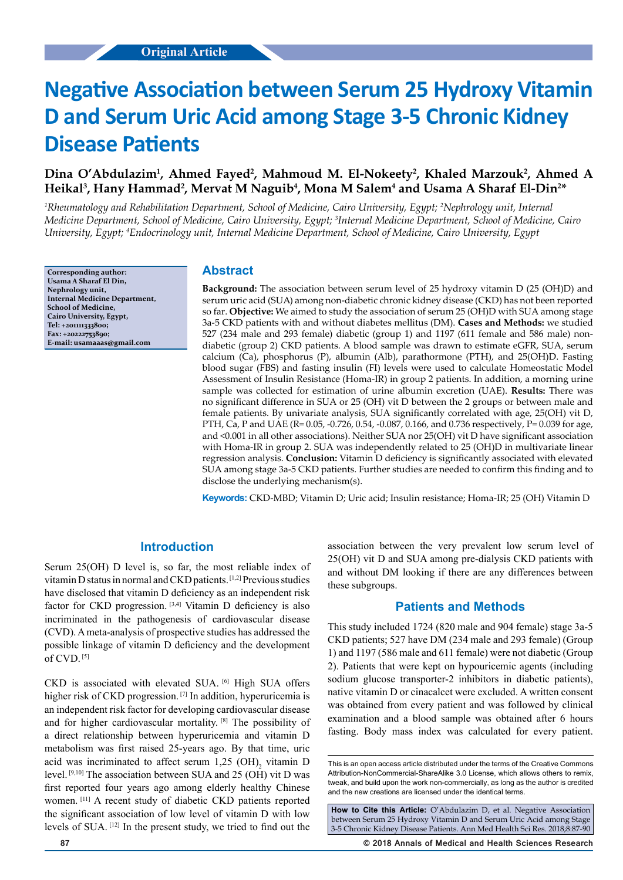Original Article

# Negative Association between Serum 25 Hydroxy Vitamin D and Serum Uric Acid among Stage 3-5 Chronic Kidney Disease Patients

**Dina O'Abdulazim[1], Ahmed Fayed[2], Mahmoud M. El-Nokeety[2], Khaled Marzouk[2], Ahmed A Heikal[3], Hany Hammad[2], Mervat M Naguib[4], Mona M Salem[4] and Usama A Sharaf El-Din[2]***

*[1]Rheumatology and Rehabilitation Department, School of Medicine, Cairo University, Egypt; [2]Nephrology unit, Internal Medicine Department, School of Medicine, Cairo University, Egypt; [3]Internal Medicine Department, School of Medicine, Cairo University, Egypt; [4]Endocrinology unit, Internal Medicine Department, School of Medicine, Cairo University, Egypt*

**Corresponding author:**
**Usama A Sharaf El Din,**
**Nephrology unit,**
**Internal Medicine Department,**
**School of Medicine,**
**Cairo University, Egypt,**
**Tel: +201111333800;**
**Fax: +20222753890;**
**E-mail: usamaaas@gmail.com**

## Abstract

**Background:** The association between serum level of 25 hydroxy vitamin D (25 (OH)D) and serum uric acid (SUA) among non-diabetic chronic kidney disease (CKD) has not been reported so far. **Objective:** We aimed to study the association of serum 25 (OH)D with SUA among stage 3a-5 CKD patients with and without diabetes mellitus (DM). **Cases and Methods:** we studied 527 (234 male and 293 female) diabetic (group 1) and 1197 (611 female and 586 male) non-diabetic (group 2) CKD patients. A blood sample was drawn to estimate eGFR, SUA, serum calcium (Ca), phosphorus (P), albumin (Alb), parathormone (PTH), and 25(OH)D. Fasting blood sugar (FBS) and fasting insulin (FI) levels were used to calculate Homeostatic Model Assessment of Insulin Resistance (Homa-IR) in group 2 patients. In addition, a morning urine sample was collected for estimation of urine albumin excretion (UAE). **Results:** There was no significant difference in SUA or 25 (OH) vit D between the 2 groups or between male and female patients. By univariate analysis, SUA significantly correlated with age, 25(OH) vit D, PTH, Ca, P and UAE (R= 0.05, -0.726, 0.54, -0.087, 0.166, and 0.736 respectively, P= 0.039 for age, and <0.001 in all other associations). Neither SUA nor 25(OH) vit D have significant association with Homa-IR in group 2. SUA was independently related to 25 (OH)D in multivariate linear regression analysis. **Conclusion:** Vitamin D deficiency is significantly associated with elevated SUA among stage 3a-5 CKD patients. Further studies are needed to confirm this finding and to disclose the underlying mechanism(s).

**Keywords:** CKD-MBD; Vitamin D; Uric acid; Insulin resistance; Homa-IR; 25 (OH) Vitamin D

## Introduction

Serum 25(OH) D level is, so far, the most reliable index of vitamin D status in normal and CKD patients. [1,2] Previous studies have disclosed that vitamin D deficiency as an independent risk factor for CKD progression. [3,4] Vitamin D deficiency is also incriminated in the pathogenesis of cardiovascular disease (CVD). A meta-analysis of prospective studies has addressed the possible linkage of vitamin D deficiency and the development of CVD. [5]

CKD is associated with elevated SUA. [6] High SUA offers higher risk of CKD progression. [7] In addition, hyperuricemia is an independent risk factor for developing cardiovascular disease and for higher cardiovascular mortality. [8] The possibility of a direct relationship between hyperuricemia and vitamin D metabolism was first raised 25-years ago. By that time, uric acid was incriminated to affect serum 1,25 $(OH)_2$ vitamin D level. [9,10] The association between SUA and 25 (OH) vit D was first reported four years ago among elderly healthy Chinese women. [11] A recent study of diabetic CKD patients reported the significant association of low level of vitamin D with low levels of SUA. [12] In the present study, we tried to find out the association between the very prevalent low serum level of 25(OH) vit D and SUA among pre-dialysis CKD patients with and without DM looking if there are any differences between these subgroups.

## Patients and Methods

This study included 1724 (820 male and 904 female) stage 3a-5 CKD patients; 527 have DM (234 male and 293 female) (Group 1) and 1197 (586 male and 611 female) were not diabetic (Group 2). Patients that were kept on hypouricemic agents (including sodium glucose transporter-2 inhibitors in diabetic patients), native vitamin D or cinacalcet were excluded. A written consent was obtained from every patient and was followed by clinical examination and a blood sample was obtained after 6 hours fasting. Body mass index was calculated for every patient.

This is an open access article distributed under the terms of the Creative Commons Attribution-NonCommercial-ShareAlike 3.0 License, which allows others to remix, tweak, and build upon the work non-commercially, as long as the author is credited and the new creations are licensed under the identical terms.

**How to Cite this Article:** O'Abdulazim D, et al. Negative Association between Serum 25 Hydroxy Vitamin D and Serum Uric Acid among Stage 3-5 Chronic Kidney Disease Patients. Ann Med Health Sci Res. 2018;8:87-90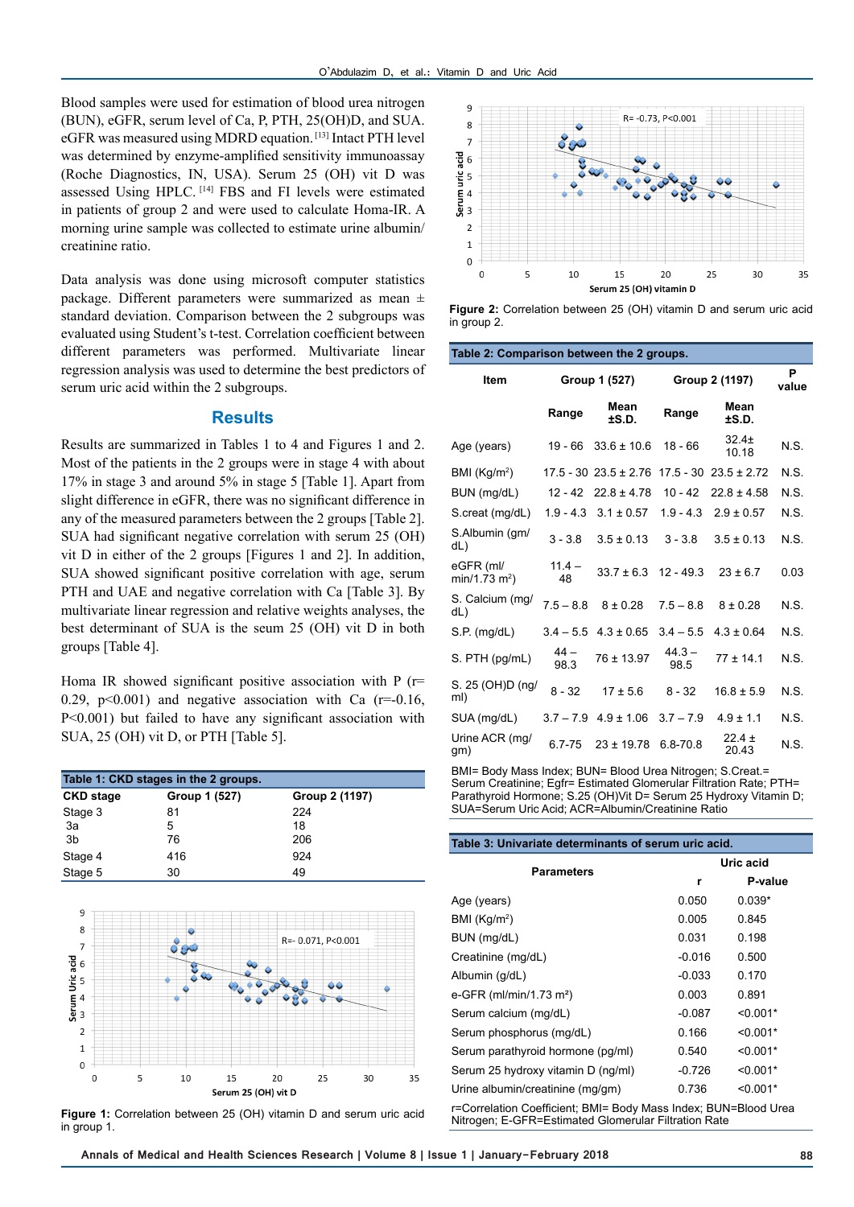Blood samples were used for estimation of blood urea nitrogen (BUN), eGFR, serum level of Ca, P, PTH, 25(OH)D, and SUA. eGFR was measured using MDRD equation.[13] Intact PTH level was determined by enzyme-amplified sensitivity immunoassay (Roche Diagnostics, IN, USA). Serum 25 (OH) vit D was assessed Using HPLC.[14] FBS and FI levels were estimated in patients of group 2 and were used to calculate Homa-IR. A morning urine sample was collected to estimate urine albumin/creatinine ratio.

Data analysis was done using microsoft computer statistics package. Different parameters were summarized as mean ± standard deviation. Comparison between the 2 subgroups was evaluated using Student's t-test. Correlation coefficient between different parameters was performed. Multivariate linear regression analysis was used to determine the best predictors of serum uric acid within the 2 subgroups.

## Results

Results are summarized in Tables 1 to 4 and Figures 1 and 2. Most of the patients in the 2 groups were in stage 4 with about 17% in stage 3 and around 5% in stage 5 [Table 1]. Apart from slight difference in eGFR, there was no significant difference in any of the measured parameters between the 2 groups [Table 2]. SUA had significant negative correlation with serum 25 (OH) vit D in either of the 2 groups [Figures 1 and 2]. In addition, SUA showed significant positive correlation with age, serum PTH and UAE and negative correlation with Ca [Table 3]. By multivariate linear regression and relative weights analyses, the best determinant of SUA is the seum 25 (OH) vit D in both groups [Table 4].

Homa IR showed significant positive association with P (r= 0.29, p<0.001) and negative association with Ca (r=-0.16, P<0.001) but failed to have any significant association with SUA, 25 (OH) vit D, or PTH [Table 5].

**Table 1: CKD stages in the 2 groups.**

| CKD stage | Group 1 (527) | Group 2 (1197) |
|---|---|---|
| Stage 3 | 81 | 224 |
| 3a | 5 | 18 |
| 3b | 76 | 206 |
| Stage 4 | 416 | 924 |
| Stage 5 | 30 | 49 |

**Figure 1:** Correlation between 25 (OH) vitamin D and serum uric acid in group 1.

**Figure 2:** Correlation between 25 (OH) vitamin D and serum uric acid in group 2.

**Table 2: Comparison between the 2 groups.**

| Item | Group 1 (527) | | Group 2 (1197) | | P value |
|---|---|---|---|---|---|
| | Range | Mean ±S.D. | Range | Mean ±S.D. | |
| Age (years) | 19 - 66 | 33.6 ± 10.6 | 18 - 66 | 32.4± 10.18 | N.S. |
| BMI (Kg/m²) | 17.5 - 30 | 23.5 ± 2.76 | 17.5 - 30 | 23.5 ± 2.72 | N.S. |
| BUN (mg/dL) | 12 - 42 | 22.8 ± 4.78 | 10 - 42 | 22.8 ± 4.58 | N.S. |
| S.creat (mg/dL) | 1.9 - 4.3 | 3.1 ± 0.57 | 1.9 - 4.3 | 2.9 ± 0.57 | N.S. |
| S.Albumin (gm/dL) | 3 - 3.8 | 3.5 ± 0.13 | 3 - 3.8 | 3.5 ± 0.13 | N.S. |
| eGFR (ml/min/1.73 m²) | 11.4 – 48 | 33.7 ± 6.3 | 12 - 49.3 | 23 ± 6.7 | 0.03 |
| S. Calcium (mg/dL) | 7.5 – 8.8 | 8 ± 0.28 | 7.5 – 8.8 | 8 ± 0.28 | N.S. |
| S.P. (mg/dL) | 3.4 – 5.5 | 4.3 ± 0.65 | 3.4 – 5.5 | 4.3 ± 0.64 | N.S. |
| S. PTH (pg/mL) | 44 – 98.3 | 76 ± 13.97 | 44.3 – 98.5 | 77 ± 14.1 | N.S. |
| S. 25 (OH)D (ng/ml) | 8 - 32 | 17 ± 5.6 | 8 - 32 | 16.8 ± 5.9 | N.S. |
| SUA (mg/dL) | 3.7 – 7.9 | 4.9 ± 1.06 | 3.7 – 7.9 | 4.9 ± 1.1 | N.S. |
| Urine ACR (mg/gm) | 6.7-75 | 23 ± 19.78 | 6.8-70.8 | 22.4 ± 20.43 | N.S. |

BMI= Body Mass Index; BUN= Blood Urea Nitrogen; S.Creat.= Serum Creatinine; Egfr= Estimated Glomerular Filtration Rate; PTH= Parathyroid Hormone; S.25 (OH)Vit D= Serum 25 Hydroxy Vitamin D; SUA=Serum Uric Acid; ACR=Albumin/Creatinine Ratio

**Table 3: Univariate determinants of serum uric acid.**

| Parameters | Uric acid | |
|---|---|---|
| | r | P-value |
| Age (years) | 0.050 | 0.039* |
| BMI (Kg/m²) | 0.005 | 0.845 |
| BUN (mg/dL) | 0.031 | 0.198 |
| Creatinine (mg/dL) | -0.016 | 0.500 |
| Albumin (g/dL) | -0.033 | 0.170 |
| e-GFR (ml/min/1.73 m²) | 0.003 | 0.891 |
| Serum calcium (mg/dL) | -0.087 | <0.001* |
| Serum phosphorus (mg/dL) | 0.166 | <0.001* |
| Serum parathyroid hormone (pg/ml) | 0.540 | <0.001* |
| Serum 25 hydroxy vitamin D (ng/ml) | -0.726 | <0.001* |
| Urine albumin/creatinine (mg/gm) | 0.736 | <0.001* |

r=Correlation Coefficient; BMI= Body Mass Index; BUN=Blood Urea Nitrogen; E-GFR=Estimated Glomerular Filtration Rate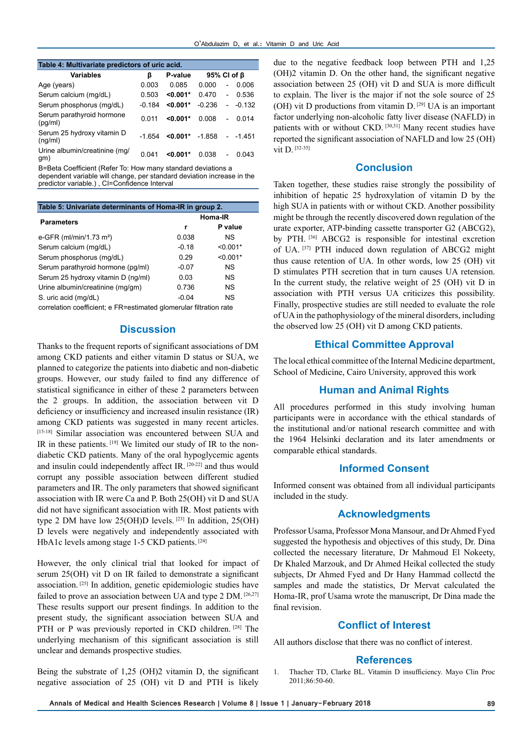**Table 4: Multivariate predictors of uric acid.**

| Variables | β | P-value | 95% CI of β | | |
|---|---|---|---|---|---|
| Age (years) | 0.003 | 0.085 | 0.000 | - | 0.006 |
| Serum calcium (mg/dL) | 0.503 | **<0.001*** | 0.470 | - | 0.536 |
| Serum phosphorus (mg/dL) | -0.184 | **<0.001*** | -0.236 | - | -0.132 |
| Serum parathyroid hormone (pg/ml) | 0.011 | **<0.001*** | 0.008 | - | 0.014 |
| Serum 25 hydroxy vitamin D (ng/ml) | -1.654 | **<0.001*** | -1.858 | - | -1.451 |
| Urine albumin/creatinine (mg/gm) | 0.041 | **<0.001*** | 0.038 | - | 0.043 |

B=Beta Coefficient (Refer To: How many standard deviations a dependent variable will change, per standard deviation increase in the predictor variable.) , CI=Confidence Interval

**Table 5: Univariate determinants of Homa-IR in group 2.**

| Parameters | Homa-IR | |
|---|---|---|
| | r | P value |
| e-GFR (ml/min/1.73 m²) | 0.038 | NS |
| Serum calcium (mg/dL) | -0.18 | <0.001* |
| Serum phosphorus (mg/dL) | 0.29 | <0.001* |
| Serum parathyroid hormone (pg/ml) | -0.07 | NS |
| Serum 25 hydroxy vitamin D (ng/ml) | 0.03 | NS |
| Urine albumin/creatinine (mg/gm) | 0.736 | NS |
| S. uric acid (mg/dL) | -0.04 | NS |

correlation coefficient; e FR=estimated glomerular filtration rate

## Discussion

Thanks to the frequent reports of significant associations of DM among CKD patients and either vitamin D status or SUA, we planned to categorize the patients into diabetic and non-diabetic groups. However, our study failed to find any difference of statistical significance in either of these 2 parameters between the 2 groups. In addition, the association between vit D deficiency or insufficiency and increased insulin resistance (IR) among CKD patients was suggested in many recent articles. [15-18] Similar association was encountered between SUA and IR in these patients. [19] We limited our study of IR to the non-diabetic CKD patients. Many of the oral hypoglycemic agents and insulin could independently affect IR. [20-22] and thus would corrupt any possible association between different studied parameters and IR. The only parameters that showed significant association with IR were Ca and P. Both 25(OH) vit D and SUA did not have significant association with IR. Most patients with type 2 DM have low 25(OH)D levels. [23] In addition, 25(OH) D levels were negatively and independently associated with HbA1c levels among stage 1-5 CKD patients. [24]

However, the only clinical trial that looked for impact of serum 25(OH) vit D on IR failed to demonstrate a significant association. [25] In addition, genetic epidemiologic studies have failed to prove an association between UA and type 2 DM. [26,27] These results support our present findings. In addition to the present study, the significant association between SUA and PTH or P was previously reported in CKD children. [28] The underlying mechanism of this significant association is still unclear and demands prospective studies.

Being the substrate of 1,25 (OH)2 vitamin D, the significant negative association of 25 (OH) vit D and PTH is likely due to the negative feedback loop between PTH and 1,25 (OH)2 vitamin D. On the other hand, the significant negative association between 25 (OH) vit D and SUA is more difficult to explain. The liver is the major if not the sole source of 25 (OH) vit D productions from vitamin D. [29] UA is an important factor underlying non-alcoholic fatty liver disease (NAFLD) in patients with or without CKD. [30,31] Many recent studies have reported the significant association of NAFLD and low 25 (OH) vit D. [32-35]

## Conclusion

Taken together, these studies raise strongly the possibility of inhibition of hepatic 25 hydroxylation of vitamin D by the high SUA in patients with or without CKD. Another possibility might be through the recently discovered down regulation of the urate exporter, ATP-binding cassette transporter G2 (ABCG2), by PTH. [36] ABCG2 is responsible for intestinal excretion of UA. [37] PTH induced down regulation of ABCG2 might thus cause retention of UA. In other words, low 25 (OH) vit D stimulates PTH secretion that in turn causes UA retension. In the current study, the relative weight of 25 (OH) vit D in association with PTH versus UA criticizes this possibility. Finally, prospective studies are still needed to evaluate the role of UA in the pathophysiology of the mineral disorders, including the observed low 25 (OH) vit D among CKD patients.

## Ethical Committee Approval

The local ethical committee of the Internal Medicine department, School of Medicine, Cairo University, approved this work

## Human and Animal Rights

All procedures performed in this study involving human participants were in accordance with the ethical standards of the institutional and/or national research committee and with the 1964 Helsinki declaration and its later amendments or comparable ethical standards.

## Informed Consent

Informed consent was obtained from all individual participants included in the study.

## Acknowledgments

Professor Usama, Professor Mona Mansour, and Dr Ahmed Fyed suggested the hypothesis and objectives of this study, Dr. Dina collected the necessary literature, Dr Mahmoud El Nokeety, Dr Khaled Marzouk, and Dr Ahmed Heikal collected the study subjects, Dr Ahmed Fyed and Dr Hany Hammad collectd the samples and made the statistics, Dr Mervat calculated the Homa-IR, prof Usama wrote the manuscript, Dr Dina made the final revision.

## Conflict of Interest

All authors disclose that there was no conflict of interest.

## References

1. Thacher TD, Clarke BL. Vitamin D insufficiency. Mayo Clin Proc 2011;86:50-60.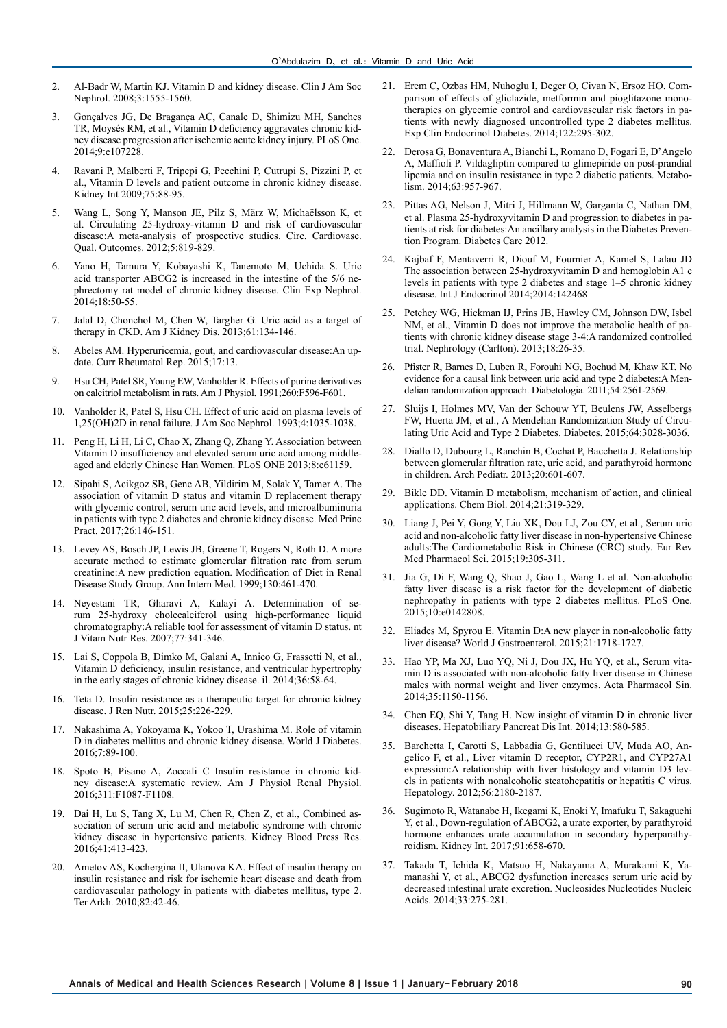2. Al-Badr W, Martin KJ. Vitamin D and kidney disease. Clin J Am Soc Nephrol. 2008;3:1555-1560.
3. Gonçalves JG, De Bragança AC, Canale D, Shimizu MH, Sanches TR, Moysés RM, et al., Vitamin D deficiency aggravates chronic kidney disease progression after ischemic acute kidney injury. PLoS One. 2014;9:e107228.
4. Ravani P, Malberti F, Tripepi G, Pecchini P, Cutrupi S, Pizzini P, et al., Vitamin D levels and patient outcome in chronic kidney disease. Kidney Int 2009;75:88-95.
5. Wang L, Song Y, Manson JE, Pilz S, März W, Michaëlsson K, et al. Circulating 25-hydroxy-vitamin D and risk of cardiovascular disease:A meta-analysis of prospective studies. Circ. Cardiovasc. Qual. Outcomes. 2012;5:819-829.
6. Yano H, Tamura Y, Kobayashi K, Tanemoto M, Uchida S. Uric acid transporter ABCG2 is increased in the intestine of the 5/6 nephrectomy rat model of chronic kidney disease. Clin Exp Nephrol. 2014;18:50-55.
7. Jalal D, Chonchol M, Chen W, Targher G. Uric acid as a target of therapy in CKD. Am J Kidney Dis. 2013;61:134-146.
8. Abeles AM. Hyperuricemia, gout, and cardiovascular disease:An update. Curr Rheumatol Rep. 2015;17:13.
9. Hsu CH, Patel SR, Young EW, Vanholder R. Effects of purine derivatives on calcitriol metabolism in rats. Am J Physiol. 1991;260:F596-F601.
10. Vanholder R, Patel S, Hsu CH. Effect of uric acid on plasma levels of 1,25(OH)2D in renal failure. J Am Soc Nephrol. 1993;4:1035-1038.
11. Peng H, Li H, Li C, Chao X, Zhang Q, Zhang Y. Association between Vitamin D insufficiency and elevated serum uric acid among middle-aged and elderly Chinese Han Women. PLoS ONE 2013;8:e61159.
12. Sipahi S, Acikgoz SB, Genc AB, Yildirim M, Solak Y, Tamer A. The association of vitamin D status and vitamin D replacement therapy with glycemic control, serum uric acid levels, and microalbuminuria in patients with type 2 diabetes and chronic kidney disease. Med Princ Pract. 2017;26:146-151.
13. Levey AS, Bosch JP, Lewis JB, Greene T, Rogers N, Roth D. A more accurate method to estimate glomerular filtration rate from serum creatinine:A new prediction equation. Modification of Diet in Renal Disease Study Group. Ann Intern Med. 1999;130:461-470.
14. Neyestani TR, Gharavi A, Kalayi A. Determination of serum 25-hydroxy cholecalciferol using high-performance liquid chromatography:A reliable tool for assessment of vitamin D status. nt J Vitam Nutr Res. 2007;77:341-346.
15. Lai S, Coppola B, Dimko M, Galani A, Innico G, Frassetti N, et al., Vitamin D deficiency, insulin resistance, and ventricular hypertrophy in the early stages of chronic kidney disease. il. 2014;36:58-64.
16. Teta D. Insulin resistance as a therapeutic target for chronic kidney disease. J Ren Nutr. 2015;25:226-229.
17. Nakashima A, Yokoyama K, Yokoo T, Urashima M. Role of vitamin D in diabetes mellitus and chronic kidney disease. World J Diabetes. 2016;7:89-100.
18. Spoto B, Pisano A, Zoccali C Insulin resistance in chronic kidney disease:A systematic review. Am J Physiol Renal Physiol. 2016;311:F1087-F1108.
19. Dai H, Lu S, Tang X, Lu M, Chen R, Chen Z, et al., Combined association of serum uric acid and metabolic syndrome with chronic kidney disease in hypertensive patients. Kidney Blood Press Res. 2016;41:413-423.
20. Ametov AS, Kochergina II, Ulanova KA. Effect of insulin therapy on insulin resistance and risk for ischemic heart disease and death from cardiovascular pathology in patients with diabetes mellitus, type 2. Ter Arkh. 2010;82:42-46.
21. Erem C, Ozbas HM, Nuhoglu I, Deger O, Civan N, Ersoz HO. Comparison of effects of gliclazide, metformin and pioglitazone monotherapies on glycemic control and cardiovascular risk factors in patients with newly diagnosed uncontrolled type 2 diabetes mellitus. Exp Clin Endocrinol Diabetes. 2014;122:295-302.
22. Derosa G, Bonaventura A, Bianchi L, Romano D, Fogari E, D'Angelo A, Maffioli P. Vildagliptin compared to glimepiride on post-prandial lipemia and on insulin resistance in type 2 diabetic patients. Metabolism. 2014;63:957-967.
23. Pittas AG, Nelson J, Mitri J, Hillmann W, Garganta C, Nathan DM, et al. Plasma 25-hydroxyvitamin D and progression to diabetes in patients at risk for diabetes:An ancillary analysis in the Diabetes Prevention Program. Diabetes Care 2012.
24. Kajbaf F, Mentaverri R, Diouf M, Fournier A, Kamel S, Lalau JD The association between 25-hydroxyvitamin D and hemoglobin A1 c levels in patients with type 2 diabetes and stage 1–5 chronic kidney disease. Int J Endocrinol 2014;2014:142468
25. Petchey WG, Hickman IJ, Prins JB, Hawley CM, Johnson DW, Isbel NM, et al., Vitamin D does not improve the metabolic health of patients with chronic kidney disease stage 3-4:A randomized controlled trial. Nephrology (Carlton). 2013;18:26-35.
26. Pfister R, Barnes D, Luben R, Forouhi NG, Bochud M, Khaw KT. No evidence for a causal link between uric acid and type 2 diabetes:A Mendelian randomization approach. Diabetologia. 2011;54:2561-2569.
27. Sluijs I, Holmes MV, Van der Schouw YT, Beulens JW, Asselbergs FW, Huerta JM, et al., A Mendelian Randomization Study of Circulating Uric Acid and Type 2 Diabetes. Diabetes. 2015;64:3028-3036.
28. Diallo D, Dubourg L, Ranchin B, Cochat P, Bacchetta J. Relationship between glomerular filtration rate, uric acid, and parathyroid hormone in children. Arch Pediatr. 2013;20:601-607.
29. Bikle DD. Vitamin D metabolism, mechanism of action, and clinical applications. Chem Biol. 2014;21:319-329.
30. Liang J, Pei Y, Gong Y, Liu XK, Dou LJ, Zou CY, et al., Serum uric acid and non-alcoholic fatty liver disease in non-hypertensive Chinese adults:The Cardiometabolic Risk in Chinese (CRC) study. Eur Rev Med Pharmacol Sci. 2015;19:305-311.
31. Jia G, Di F, Wang Q, Shao J, Gao L, Wang L et al. Non-alcoholic fatty liver disease is a risk factor for the development of diabetic nephropathy in patients with type 2 diabetes mellitus. PLoS One. 2015;10:e0142808.
32. Eliades M, Spyrou E. Vitamin D:A new player in non-alcoholic fatty liver disease? World J Gastroenterol. 2015;21:1718-1727.
33. Hao YP, Ma XJ, Luo YQ, Ni J, Dou JX, Hu YQ, et al., Serum vitamin D is associated with non-alcoholic fatty liver disease in Chinese males with normal weight and liver enzymes. Acta Pharmacol Sin. 2014;35:1150-1156.
34. Chen EQ, Shi Y, Tang H. New insight of vitamin D in chronic liver diseases. Hepatobiliary Pancreat Dis Int. 2014;13:580-585.
35. Barchetta I, Carotti S, Labbadia G, Gentilucci UV, Muda AO, Angelico F, et al., Liver vitamin D receptor, CYP2R1, and CYP27A1 expression:A relationship with liver histology and vitamin D3 levels in patients with nonalcoholic steatohepatitis or hepatitis C virus. Hepatology. 2012;56:2180-2187.
36. Sugimoto R, Watanabe H, Ikegami K, Enoki Y, Imafuku T, Sakaguchi Y, et al., Down-regulation of ABCG2, a urate exporter, by parathyroid hormone enhances urate accumulation in secondary hyperparathyroidism. Kidney Int. 2017;91:658-670.
37. Takada T, Ichida K, Matsuo H, Nakayama A, Murakami K, Yamanashi Y, et al., ABCG2 dysfunction increases serum uric acid by decreased intestinal urate excretion. Nucleosides Nucleotides Nucleic Acids. 2014;33:275-281.